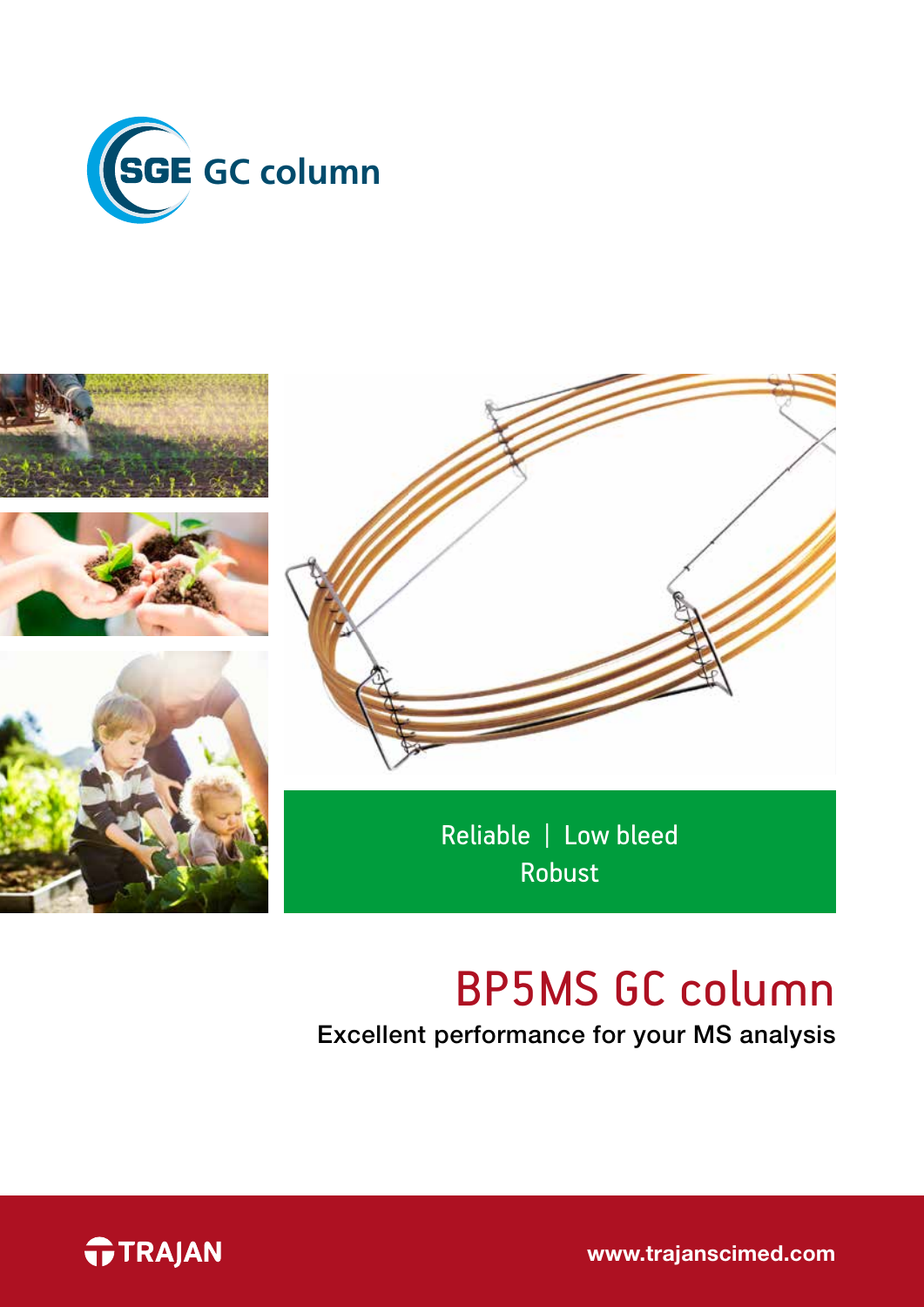SGE GC column

Reliable | Low bleed
Robust

# BP5MS GC column

Excellent performance for your MS analysis

TRAJAN

www.trajanscimed.com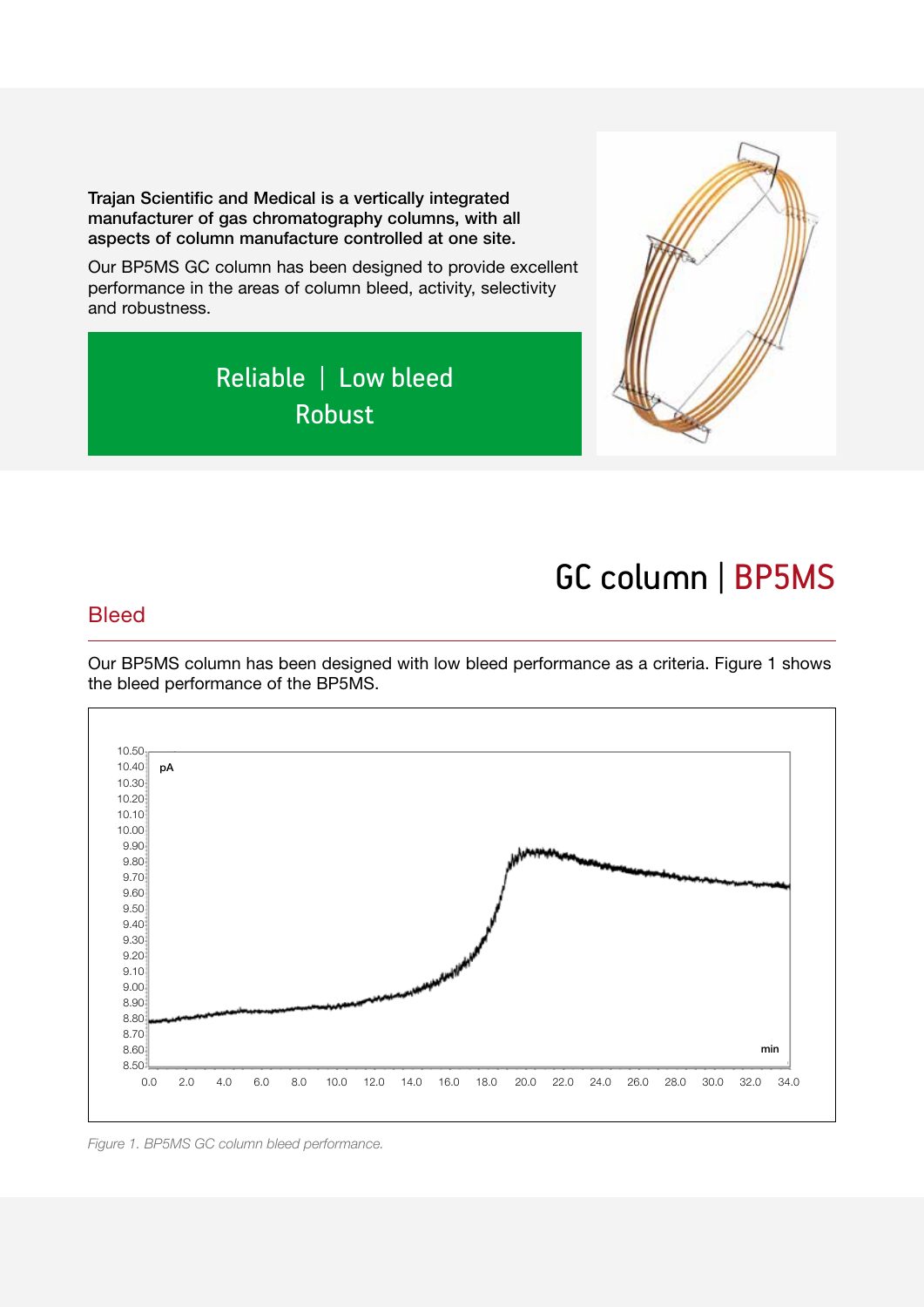**Trajan Scientific and Medical is a vertically integrated manufacturer of gas chromatography columns, with all aspects of column manufacture controlled at one site.**

Our BP5MS GC column has been designed to provide excellent performance in the areas of column bleed, activity, selectivity and robustness.

Reliable | Low bleed
Robust

# GC column | BP5MS

## Bleed

Our BP5MS column has been designed with low bleed performance as a criteria. Figure 1 shows the bleed performance of the BP5MS.

*Figure 1. BP5MS GC column bleed performance.*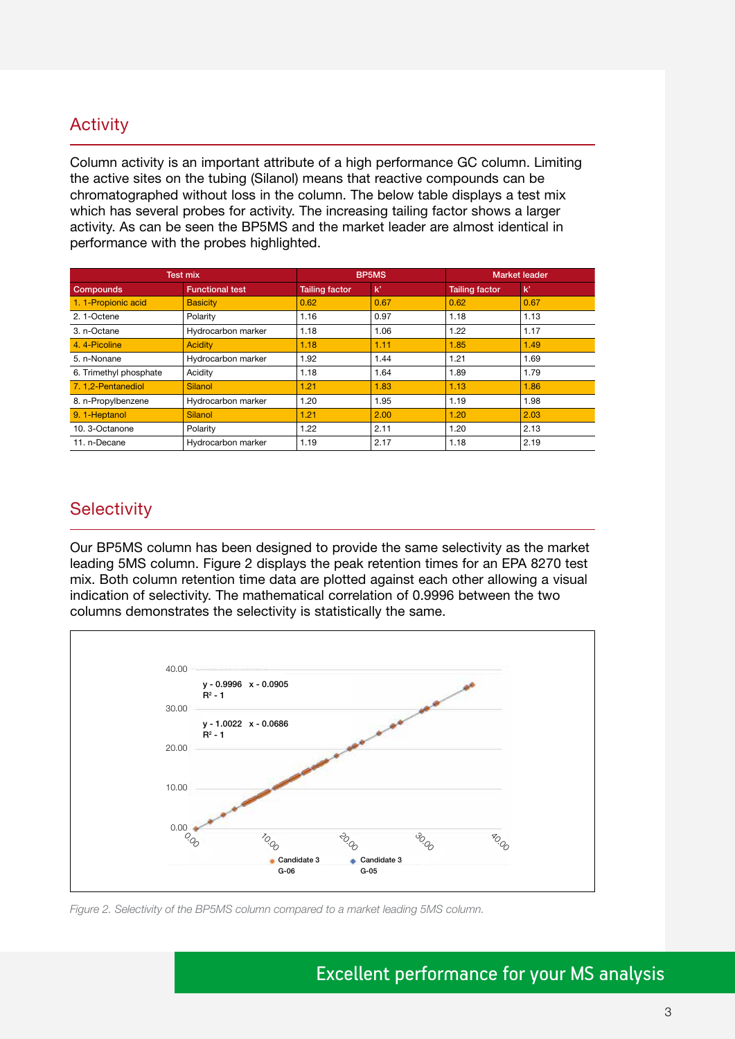## Activity

Column activity is an important attribute of a high performance GC column. Limiting the active sites on the tubing (Silanol) means that reactive compounds can be chromatographed without loss in the column. The below table displays a test mix which has several probes for activity. The increasing tailing factor shows a larger activity. As can be seen the BP5MS and the market leader are almost identical in performance with the probes highlighted.

| Test mix | | BP5MS | | Market leader | |
|---|---|---|---|---|---|
| **Compounds** | **Functional test** | **Tailing factor** | **k'** | **Tailing factor** | **k'** |
| 1. 1-Propionic acid | Basicity | 0.62 | 0.67 | 0.62 | 0.67 |
| 2. 1-Octene | Polarity | 1.16 | 0.97 | 1.18 | 1.13 |
| 3. n-Octane | Hydrocarbon marker | 1.18 | 1.06 | 1.22 | 1.17 |
| 4. 4-Picoline | Acidity | 1.18 | 1.11 | 1.85 | 1.49 |
| 5. n-Nonane | Hydrocarbon marker | 1.92 | 1.44 | 1.21 | 1.69 |
| 6. Trimethyl phosphate | Acidity | 1.18 | 1.64 | 1.89 | 1.79 |
| 7. 1,2-Pentanediol | Silanol | 1.21 | 1.83 | 1.13 | 1.86 |
| 8. n-Propylbenzene | Hydrocarbon marker | 1.20 | 1.95 | 1.19 | 1.98 |
| 9. 1-Heptanol | Silanol | 1.21 | 2.00 | 1.20 | 2.03 |
| 10. 3-Octanone | Polarity | 1.22 | 2.11 | 1.20 | 2.13 |
| 11. n-Decane | Hydrocarbon marker | 1.19 | 2.17 | 1.18 | 2.19 |

## Selectivity

Our BP5MS column has been designed to provide the same selectivity as the market leading 5MS column. Figure 2 displays the peak retention times for an EPA 8270 test mix. Both column retention time data are plotted against each other allowing a visual indication of selectivity. The mathematical correlation of 0.9996 between the two columns demonstrates the selectivity is statistically the same.

*Figure 2. Selectivity of the BP5MS column compared to a market leading 5MS column.*

Excellent performance for your MS analysis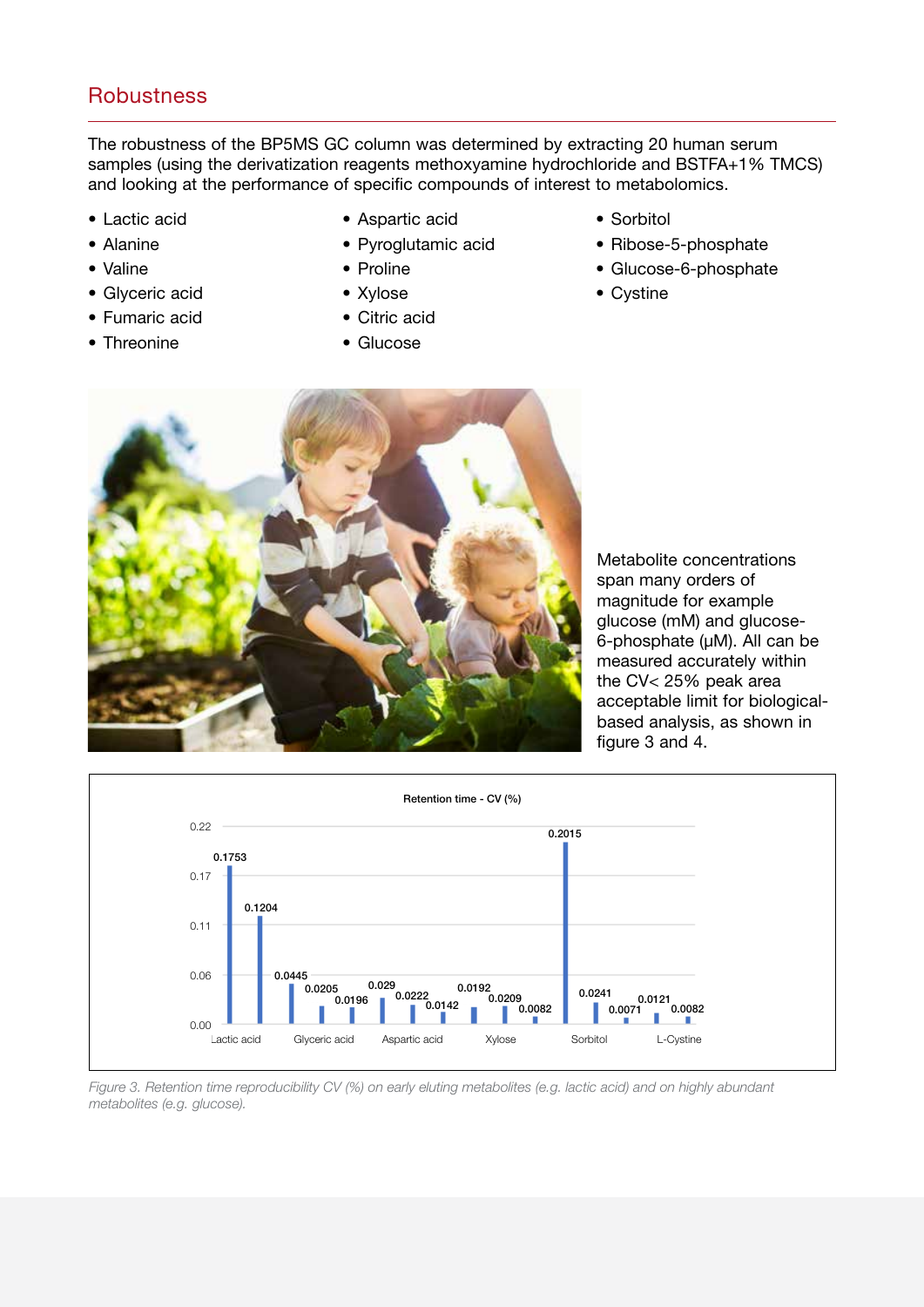## Robustness

The robustness of the BP5MS GC column was determined by extracting 20 human serum samples (using the derivatization reagents methoxyamine hydrochloride and BSTFA+1% TMCS) and looking at the performance of specific compounds of interest to metabolomics.

- Lactic acid
- Alanine
- Valine
- Glyceric acid
- Fumaric acid
- Threonine
- Aspartic acid
- Pyroglutamic acid
- Proline
- Xylose
- Citric acid
- Glucose
- Sorbitol
- Ribose-5-phosphate
- Glucose-6-phosphate
- Cystine

Metabolite concentrations span many orders of magnitude for example glucose (mM) and glucose-6-phosphate (μM). All can be measured accurately within the CV< 25% peak area acceptable limit for biological-based analysis, as shown in figure 3 and 4.

**Retention time - CV (%)**

| Compound | Retention time CV (%) |
|---|---|
| Lactic acid | 0.1753 |
| | 0.1204 |
| | 0.0445 |
| Glyceric acid | 0.0205 |
| | 0.0196 |
| | 0.029 |
| Aspartic acid | 0.0222 |
| | 0.0142 |
| | 0.0192 |
| Xylose | 0.0209 |
| | 0.0082 |
| | 0.2015 |
| Sorbitol | 0.0241 |
| | 0.0071 |
| | 0.0121 |
| L-Cystine | 0.0082 |

*Figure 3. Retention time reproducibility CV (%) on early eluting metabolites (e.g. lactic acid) and on highly abundant metabolites (e.g. glucose).*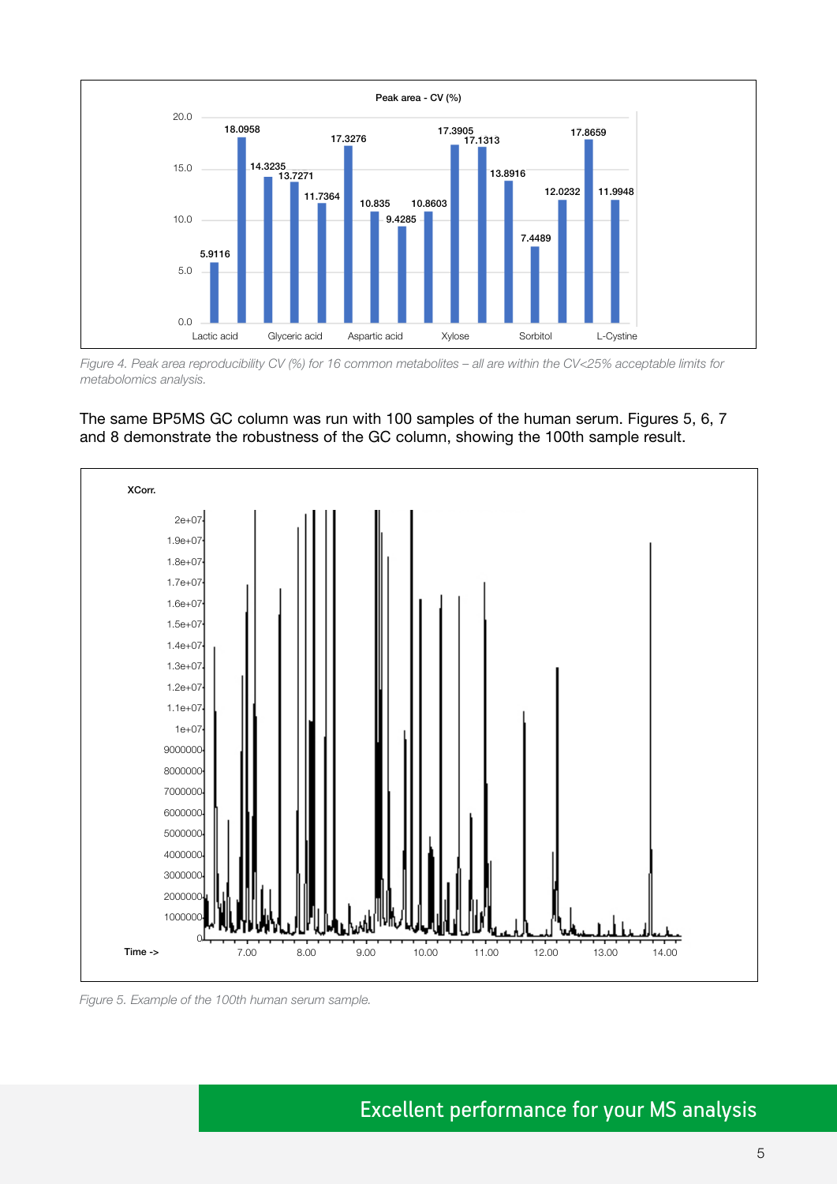*Figure 4. Peak area reproducibility CV (%) for 16 common metabolites – all are within the CV<25% acceptable limits for metabolomics analysis.*

The same BP5MS GC column was run with 100 samples of the human serum. Figures 5, 6, 7 and 8 demonstrate the robustness of the GC column, showing the 100th sample result.

*Figure 5. Example of the 100th human serum sample.*

Excellent performance for your MS analysis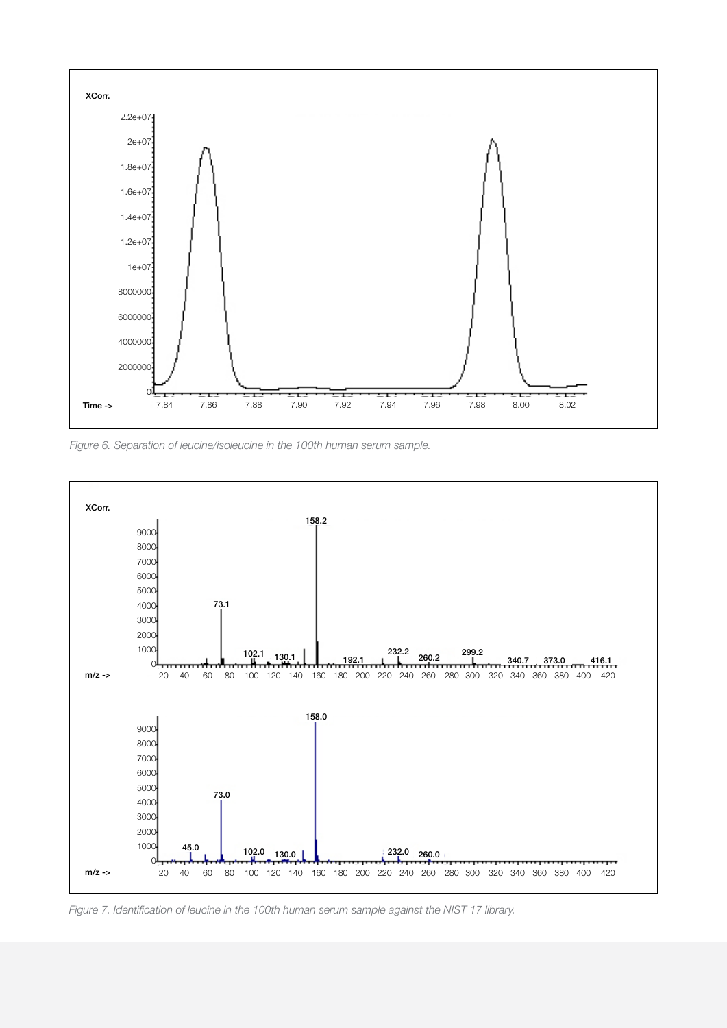Figure 6. Separation of leucine/isoleucine in the 100th human serum sample.

Figure 7. Identification of leucine in the 100th human serum sample against the NIST 17 library.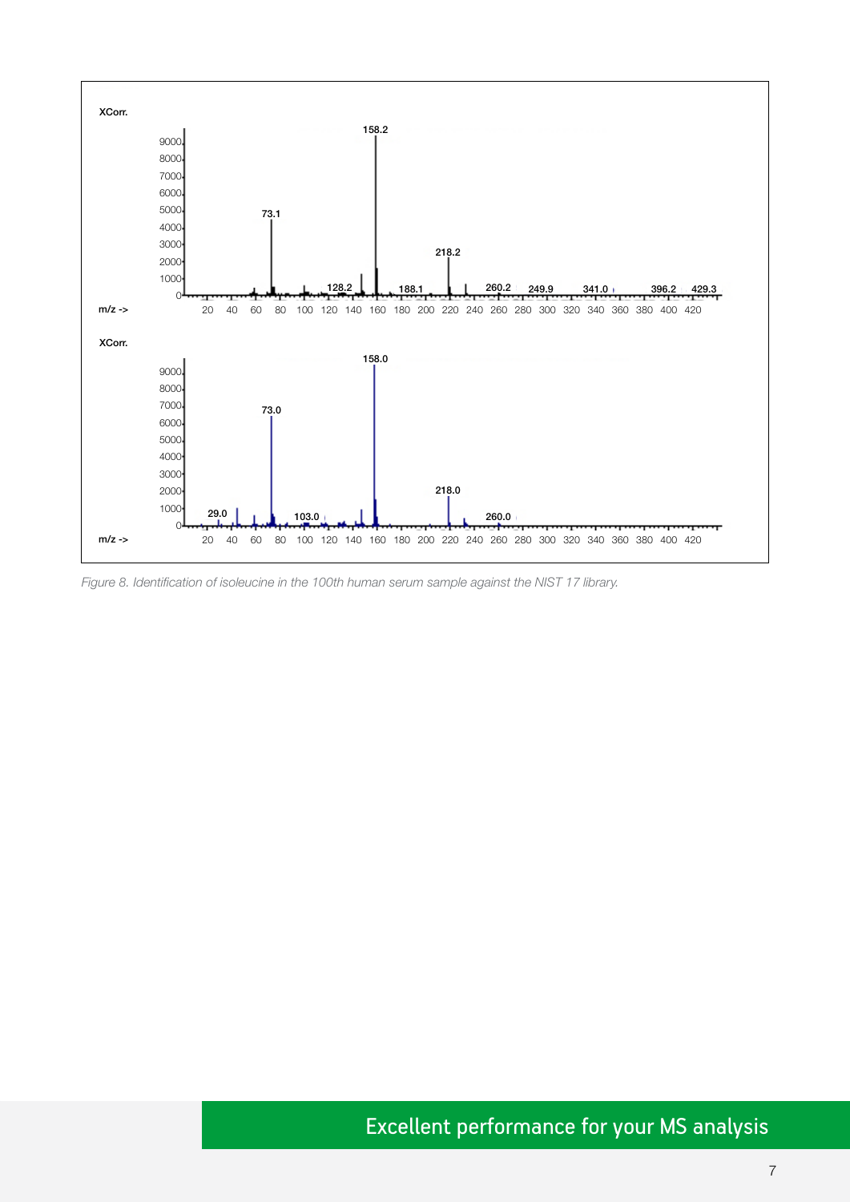Figure 8. Identification of isoleucine in the 100th human serum sample against the NIST 17 library.

Excellent performance for your MS analysis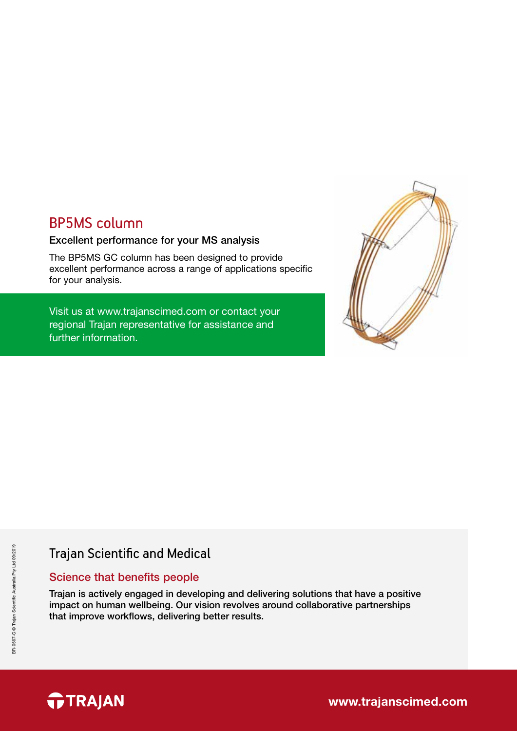## BP5MS column

**Excellent performance for your MS analysis**

The BP5MS GC column has been designed to provide excellent performance across a range of applications specific for your analysis.

Visit us at www.trajanscimed.com or contact your regional Trajan representative for assistance and further information.

## Trajan Scientific and Medical

### Science that benefits people

**Trajan is actively engaged in developing and delivering solutions that have a positive impact on human wellbeing. Our vision revolves around collaborative partnerships that improve workflows, delivering better results.**

BR-0567-G © Trajan Scientific Australia Pty Ltd 09/2019

TRAJAN

**www.trajanscimed.com**